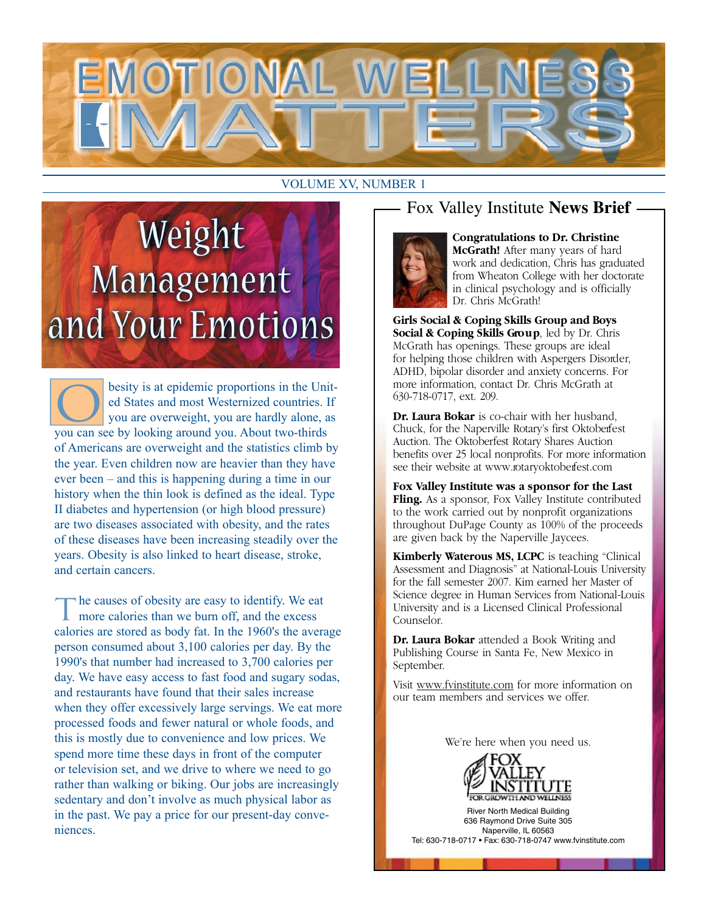# EMOTIONAL WELLNESS MATTERS

VOLUME XV, NUMBER 1

# Weight Management and Your Emotions

Obesity is at epidemic proportions in the United States and most Westernized countries. If you are overweight, you are hardly alone, as you can see by looking around you. About two-thirds of Americans are overweight and the statistics climb by the year. Even children now are heavier than they have ever been – and this is happening during a time in our history when the thin look is defined as the ideal. Type II diabetes and hypertension (or high blood pressure) are two diseases associated with obesity, and the rates of these diseases have been increasing steadily over the years. Obesity is also linked to heart disease, stroke, and certain cancers.

The causes of obesity are easy to identify. We eat more calories than we burn off, and the excess calories are stored as body fat. In the 1960's the average person consumed about 3,100 calories per day. By the 1990's that number had increased to 3,700 calories per day. We have easy access to fast food and sugary sodas, and restaurants have found that their sales increase when they offer excessively large servings. We eat more processed foods and fewer natural or whole foods, and this is mostly due to convenience and low prices. We spend more time these days in front of the computer or television set, and we drive to where we need to go rather than walking or biking. Our jobs are increasingly sedentary and don't involve as much physical labor as in the past. We pay a price for our present-day conveniences.

## Fox Valley Institute **News Brief**

**Congratulations to Dr. Christine McGrath!** After many years of hard work and dedication, Chris has graduated from Wheaton College with her doctorate in clinical psychology and is officially Dr. Chris McGrath!

**Girls Social & Coping Skills Group and Boys Social & Coping Skills Group**, led by Dr. Chris McGrath has openings. These groups are ideal for helping those children with Aspergers Disorder, ADHD, bipolar disorder and anxiety concerns. For more information, contact Dr. Chris McGrath at 630-718-0717, ext. 209.

**Dr. Laura Bokar** is co-chair with her husband, Chuck, for the Naperville Rotary's first Oktoberfest Auction. The Oktoberfest Rotary Shares Auction benefits over 25 local nonprofits. For more information see their website at www.rotaryoktoberfest.com

**Fox Valley Institute was a sponsor for the Last Fling.** As a sponsor, Fox Valley Institute contributed to the work carried out by nonprofit organizations throughout DuPage County as 100% of the proceeds are given back by the Naperville Jaycees.

**Kimberly Waterous MS, LCPC** is teaching "Clinical Assessment and Diagnosis" at National-Louis University for the fall semester 2007. Kim earned her Master of Science degree in Human Services from National-Louis University and is a Licensed Clinical Professional Counselor.

**Dr. Laura Bokar** attended a Book Writing and Publishing Course in Santa Fe, New Mexico in September.

Visit www.fvinstitute.com for more information on our team members and services we offer.

We're here when you need us.

FOX VALLEY INSTITUTE
FOR GROWTH AND WELLNESS

River North Medical Building
636 Raymond Drive Suite 305
Naperville, IL 60563
Tel: 630-718-0717 • Fax: 630-718-0747 www.fvinstitute.com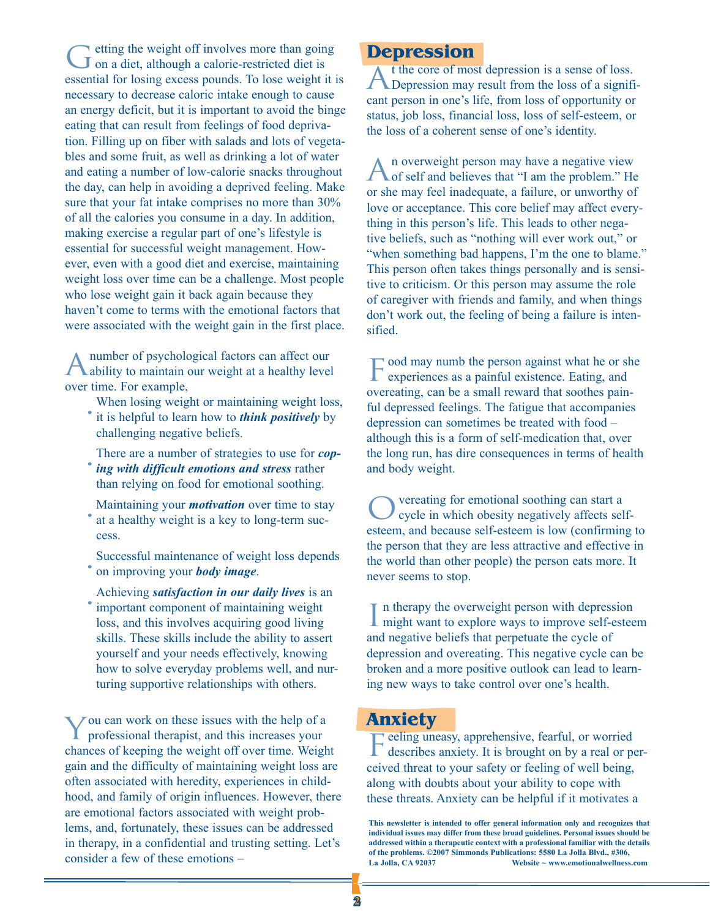Getting the weight off involves more than going on a diet, although a calorie-restricted diet is essential for losing excess pounds. To lose weight it is necessary to decrease caloric intake enough to cause an energy deficit, but it is important to avoid the binge eating that can result from feelings of food deprivation. Filling up on fiber with salads and lots of vegetables and some fruit, as well as drinking a lot of water and eating a number of low-calorie snacks throughout the day, can help in avoiding a deprived feeling. Make sure that your fat intake comprises no more than 30% of all the calories you consume in a day. In addition, making exercise a regular part of one's lifestyle is essential for successful weight management. However, even with a good diet and exercise, maintaining weight loss over time can be a challenge. Most people who lose weight gain it back again because they haven't come to terms with the emotional factors that were associated with the weight gain in the first place.

A number of psychological factors can affect our ability to maintain our weight at a healthy level over time. For example,

- When losing weight or maintaining weight loss, it is helpful to learn how to ***think positively*** by challenging negative beliefs.
- There are a number of strategies to use for ***coping with difficult emotions and stress*** rather than relying on food for emotional soothing.
- Maintaining your ***motivation*** over time to stay at a healthy weight is a key to long-term success.
- Successful maintenance of weight loss depends on improving your ***body image***.
- Achieving ***satisfaction in our daily lives*** is an important component of maintaining weight loss, and this involves acquiring good living skills. These skills include the ability to assert yourself and your needs effectively, knowing how to solve everyday problems well, and nurturing supportive relationships with others.

You can work on these issues with the help of a professional therapist, and this increases your chances of keeping the weight off over time. Weight gain and the difficulty of maintaining weight loss are often associated with heredity, experiences in childhood, and family of origin influences. However, there are emotional factors associated with weight problems, and, fortunately, these issues can be addressed in therapy, in a confidential and trusting setting. Let's consider a few of these emotions –

## Depression

At the core of most depression is a sense of loss. Depression may result from the loss of a significant person in one's life, from loss of opportunity or status, job loss, financial loss, loss of self-esteem, or the loss of a coherent sense of one's identity.

An overweight person may have a negative view of self and believes that "I am the problem." He or she may feel inadequate, a failure, or unworthy of love or acceptance. This core belief may affect everything in this person's life. This leads to other negative beliefs, such as "nothing will ever work out," or "when something bad happens, I'm the one to blame." This person often takes things personally and is sensitive to criticism. Or this person may assume the role of caregiver with friends and family, and when things don't work out, the feeling of being a failure is intensified.

Food may numb the person against what he or she experiences as a painful existence. Eating, and overeating, can be a small reward that soothes painful depressed feelings. The fatigue that accompanies depression can sometimes be treated with food – although this is a form of self-medication that, over the long run, has dire consequences in terms of health and body weight.

Overeating for emotional soothing can start a cycle in which obesity negatively affects self-esteem, and because self-esteem is low (confirming to the person that they are less attractive and effective in the world than other people) the person eats more. It never seems to stop.

In therapy the overweight person with depression might want to explore ways to improve self-esteem and negative beliefs that perpetuate the cycle of depression and overeating. This negative cycle can be broken and a more positive outlook can lead to learning new ways to take control over one's health.

## Anxiety

Feeling uneasy, apprehensive, fearful, or worried describes anxiety. It is brought on by a real or perceived threat to your safety or feeling of well being, along with doubts about your ability to cope with these threats. Anxiety can be helpful if it motivates a

**This newsletter is intended to offer general information only and recognizes that individual issues may differ from these broad guidelines. Personal issues should be addressed within a therapeutic context with a professional familiar with the details of the problems. ©2007 Simmonds Publications: 5580 La Jolla Blvd., #306, La Jolla, CA 92037 Website ~ www.emotionalwellness.com**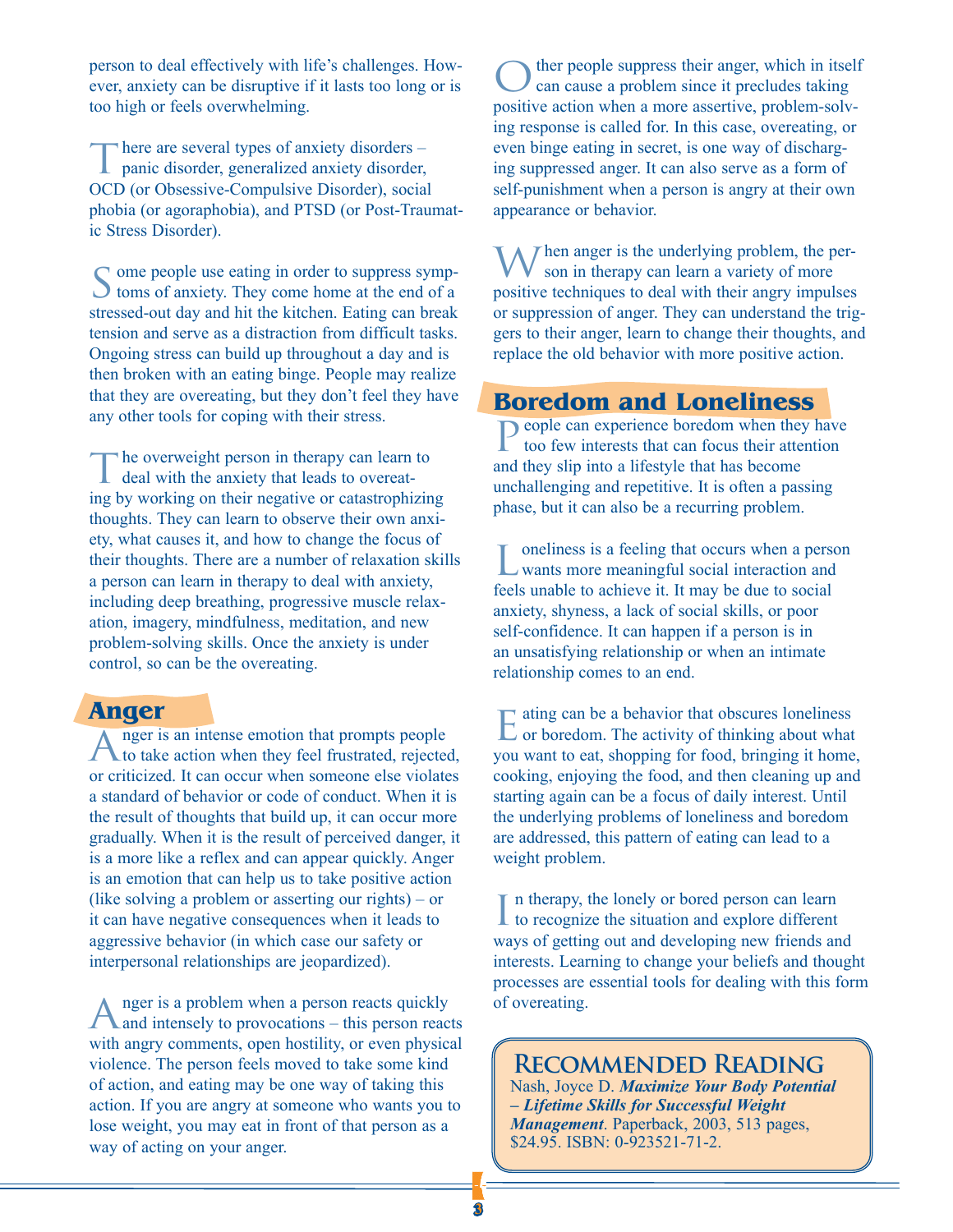person to deal effectively with life's challenges. However, anxiety can be disruptive if it lasts too long or is too high or feels overwhelming.

There are several types of anxiety disorders – panic disorder, generalized anxiety disorder, OCD (or Obsessive-Compulsive Disorder), social phobia (or agoraphobia), and PTSD (or Post-Traumatic Stress Disorder).

Some people use eating in order to suppress symptoms of anxiety. They come home at the end of a stressed-out day and hit the kitchen. Eating can break tension and serve as a distraction from difficult tasks. Ongoing stress can build up throughout a day and is then broken with an eating binge. People may realize that they are overeating, but they don't feel they have any other tools for coping with their stress.

The overweight person in therapy can learn to deal with the anxiety that leads to overeating by working on their negative or catastrophizing thoughts. They can learn to observe their own anxiety, what causes it, and how to change the focus of their thoughts. There are a number of relaxation skills a person can learn in therapy to deal with anxiety, including deep breathing, progressive muscle relaxation, imagery, mindfulness, meditation, and new problem-solving skills. Once the anxiety is under control, so can be the overeating.

## Anger

Anger is an intense emotion that prompts people to take action when they feel frustrated, rejected, or criticized. It can occur when someone else violates a standard of behavior or code of conduct. When it is the result of thoughts that build up, it can occur more gradually. When it is the result of perceived danger, it is a more like a reflex and can appear quickly. Anger is an emotion that can help us to take positive action (like solving a problem or asserting our rights) – or it can have negative consequences when it leads to aggressive behavior (in which case our safety or interpersonal relationships are jeopardized).

Anger is a problem when a person reacts quickly and intensely to provocations – this person reacts with angry comments, open hostility, or even physical violence. The person feels moved to take some kind of action, and eating may be one way of taking this action. If you are angry at someone who wants you to lose weight, you may eat in front of that person as a way of acting on your anger.

Other people suppress their anger, which in itself can cause a problem since it precludes taking positive action when a more assertive, problem-solving response is called for. In this case, overeating, or even binge eating in secret, is one way of discharging suppressed anger. It can also serve as a form of self-punishment when a person is angry at their own appearance or behavior.

When anger is the underlying problem, the person in therapy can learn a variety of more positive techniques to deal with their angry impulses or suppression of anger. They can understand the triggers to their anger, learn to change their thoughts, and replace the old behavior with more positive action.

## Boredom and Loneliness

People can experience boredom when they have too few interests that can focus their attention and they slip into a lifestyle that has become unchallenging and repetitive. It is often a passing phase, but it can also be a recurring problem.

Loneliness is a feeling that occurs when a person wants more meaningful social interaction and feels unable to achieve it. It may be due to social anxiety, shyness, a lack of social skills, or poor self-confidence. It can happen if a person is in an unsatisfying relationship or when an intimate relationship comes to an end.

Eating can be a behavior that obscures loneliness or boredom. The activity of thinking about what you want to eat, shopping for food, bringing it home, cooking, enjoying the food, and then cleaning up and starting again can be a focus of daily interest. Until the underlying problems of loneliness and boredom are addressed, this pattern of eating can lead to a weight problem.

In therapy, the lonely or bored person can learn to recognize the situation and explore different ways of getting out and developing new friends and interests. Learning to change your beliefs and thought processes are essential tools for dealing with this form of overeating.

### Recommended Reading

Nash, Joyce D. ***Maximize Your Body Potential – Lifetime Skills for Successful Weight Management***. Paperback, 2003, 513 pages, $24.95. ISBN: 0-923521-71-2.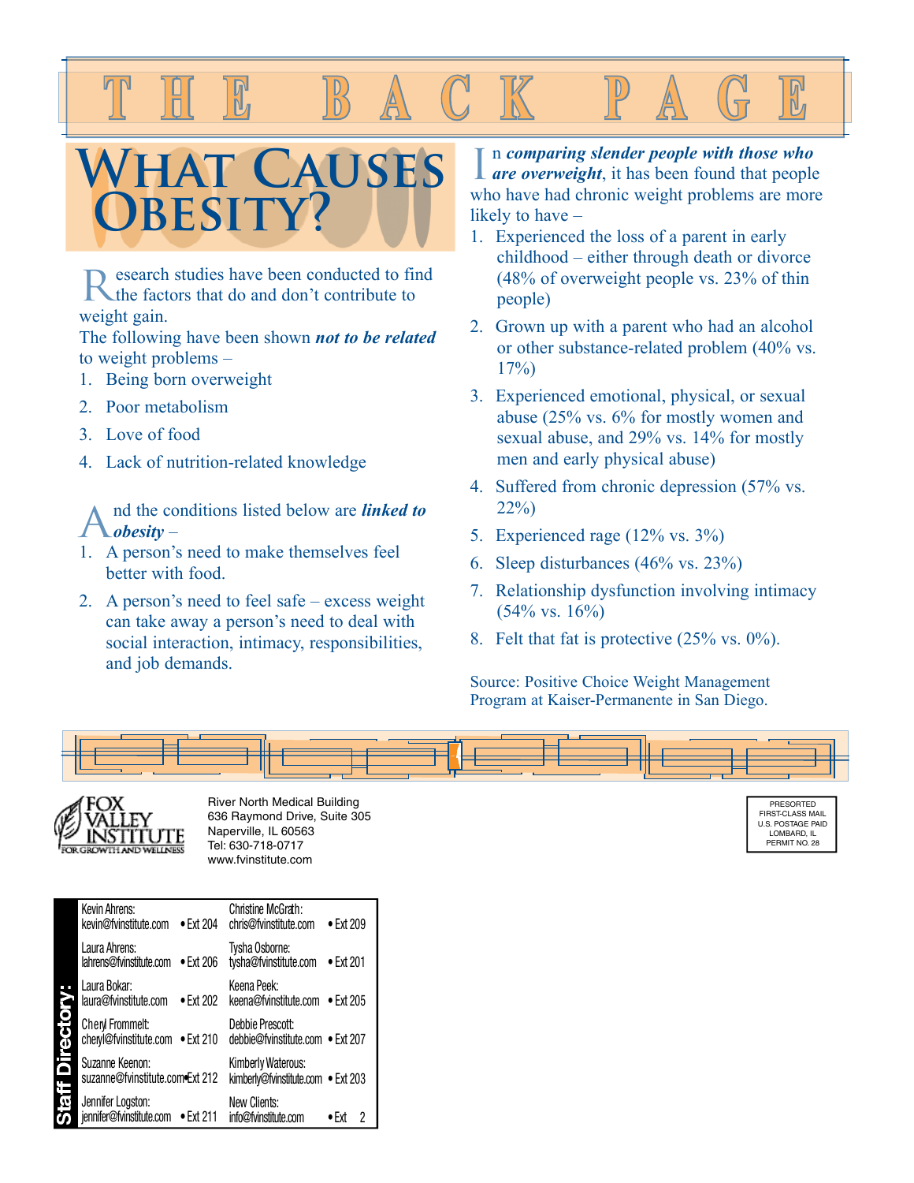# THE BACK PAGE

## What Causes Obesity?

Research studies have been conducted to find the factors that do and don't contribute to weight gain.

The following have been shown ***not to be related*** to weight problems –

1. Being born overweight
2. Poor metabolism
3. Love of food
4. Lack of nutrition-related knowledge

And the conditions listed below are ***linked to obesity*** –

1. A person's need to make themselves feel better with food.
2. A person's need to feel safe – excess weight can take away a person's need to deal with social interaction, intimacy, responsibilities, and job demands.

In ***comparing slender people with those who are overweight***, it has been found that people who have had chronic weight problems are more likely to have –

1. Experienced the loss of a parent in early childhood – either through death or divorce (48% of overweight people vs. 23% of thin people)
2. Grown up with a parent who had an alcohol or other substance-related problem (40% vs. 17%)
3. Experienced emotional, physical, or sexual abuse (25% vs. 6% for mostly women and sexual abuse, and 29% vs. 14% for mostly men and early physical abuse)
4. Suffered from chronic depression (57% vs. 22%)
5. Experienced rage (12% vs. 3%)
6. Sleep disturbances (46% vs. 23%)
7. Relationship dysfunction involving intimacy (54% vs. 16%)
8. Felt that fat is protective (25% vs. 0%).

Source: Positive Choice Weight Management Program at Kaiser-Permanente in San Diego.

FOX VALLEY INSTITUTE
FOR GROWTH AND WELLNESS

River North Medical Building
636 Raymond Drive, Suite 305
Naperville, IL 60563
Tel: 630-718-0717
www.fvinstitute.com

PRESORTED
FIRST-CLASS MAIL
U.S. POSTAGE PAID
LOMBARD, IL
PERMIT NO. 28

**Staff Directory:**

| | |
|---|---|
| Kevin Ahrens: kevin@fvinstitute.com • Ext 204 | Christine McGrath: chris@fvinstitute.com • Ext 209 |
| Laura Ahrens: lahrens@fvinstitute.com • Ext 206 | Tysha Osborne: tysha@fvinstitute.com • Ext 201 |
| Laura Bokar: laura@fvinstitute.com • Ext 202 | Keena Peek: keena@fvinstitute.com • Ext 205 |
| Cheryl Frommelt: cheryl@fvinstitute.com • Ext 210 | Debbie Prescott: debbie@fvinstitute.com • Ext 207 |
| Suzanne Keenon: suzanne@fvinstitute.com • Ext 212 | Kimberly Waterous: kimberly@fvinstitute.com • Ext 203 |
| Jennifer Logston: jennifer@fvinstitute.com • Ext 211 | New Clients: info@fvinstitute.com • Ext 2 |